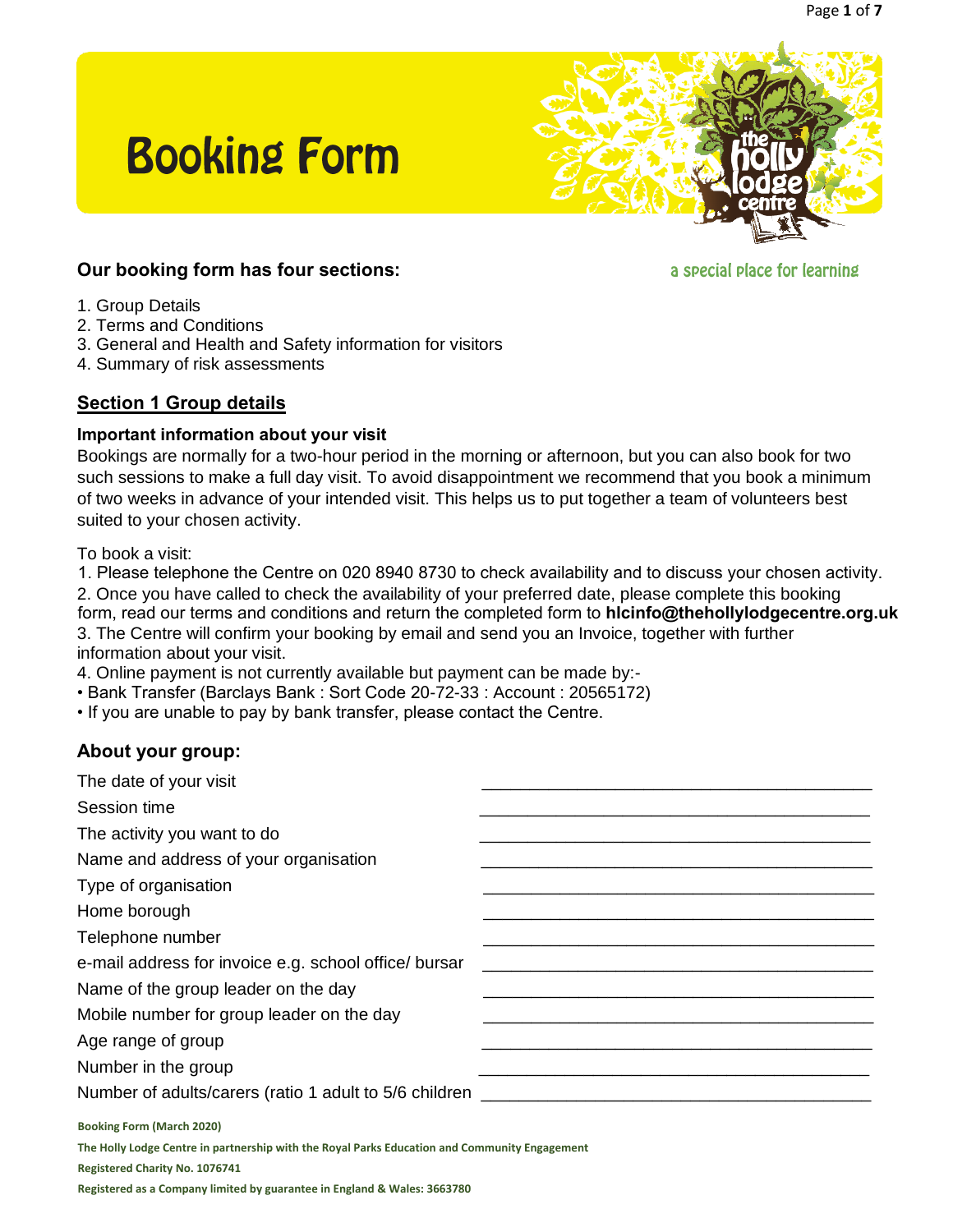# Booking Form

a special place for learning

## Our booking form has four sections:

1. Group Details
2. Terms and Conditions
3. General and Health and Safety information for visitors
4. Summary of risk assessments

## Section 1 Group details

### Important information about your visit

Bookings are normally for a two-hour period in the morning or afternoon, but you can also book for two such sessions to make a full day visit. To avoid disappointment we recommend that you book a minimum of two weeks in advance of your intended visit. This helps us to put together a team of volunteers best suited to your chosen activity.

To book a visit:

1. Please telephone the Centre on 020 8940 8730 to check availability and to discuss your chosen activity.
2. Once you have called to check the availability of your preferred date, please complete this booking form, read our terms and conditions and return the completed form to **hlcinfo@thehollylodgecentre.org.uk**
3. The Centre will confirm your booking by email and send you an Invoice, together with further information about your visit.
4. Online payment is not currently available but payment can be made by:-

- Bank Transfer (Barclays Bank : Sort Code 20-72-33 : Account : 20565172)
- If you are unable to pay by bank transfer, please contact the Centre.

### About your group:

The date of your visit ______________________________________

Session time ______________________________________

The activity you want to do ______________________________________

Name and address of your organisation ______________________________________

Type of organisation ______________________________________

Home borough ______________________________________

Telephone number ______________________________________

e-mail address for invoice e.g. school office/ bursar ______________________________________

Name of the group leader on the day ______________________________________

Mobile number for group leader on the day ______________________________________

Age range of group ______________________________________

Number in the group ______________________________________

Number of adults/carers (ratio 1 adult to 5/6 children ______________________________________

**Booking Form (March 2020)**

**The Holly Lodge Centre in partnership with the Royal Parks Education and Community Engagement**

**Registered Charity No. 1076741**

**Registered as a Company limited by guarantee in England & Wales: 3663780**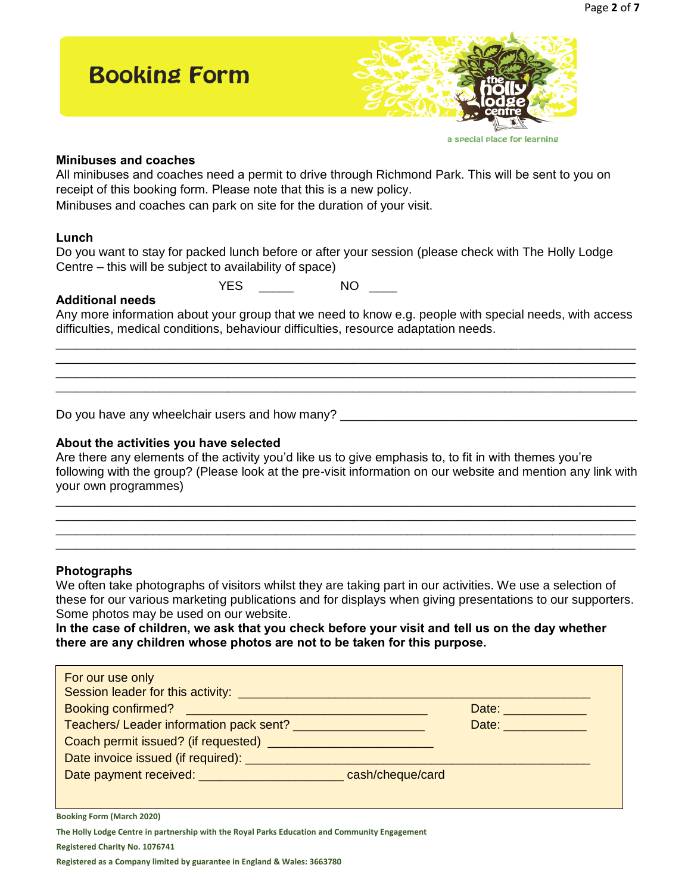# Booking Form

a special place for learning

**Minibuses and coaches**

All minibuses and coaches need a permit to drive through Richmond Park. This will be sent to you on receipt of this booking form. Please note that this is a new policy.

Minibuses and coaches can park on site for the duration of your visit.

**Lunch**

Do you want to stay for packed lunch before or after your session (please check with The Holly Lodge Centre – this will be subject to availability of space)

YES _____ NO ____

**Additional needs**

Any more information about your group that we need to know e.g. people with special needs, with access difficulties, medical conditions, behaviour difficulties, resource adaptation needs.

_______________________________________________________________________________
_______________________________________________________________________________
_______________________________________________________________________________
_______________________________________________________________________________

Do you have any wheelchair users and how many? ____________________________________

**About the activities you have selected**

Are there any elements of the activity you'd like us to give emphasis to, to fit in with themes you're following with the group? (Please look at the pre-visit information on our website and mention any link with your own programmes)

_______________________________________________________________________________
_______________________________________________________________________________
_______________________________________________________________________________
_______________________________________________________________________________

**Photographs**

We often take photographs of visitors whilst they are taking part in our activities. We use a selection of these for our various marketing publications and for displays when giving presentations to our supporters. Some photos may be used on our website.

**In the case of children, we ask that you check before your visit and tell us on the day whether there are any children whose photos are not to be taken for this purpose.**

For our use only

Session leader for this activity: ____________________________________________

Booking confirmed? ________________________________ Date: ___________

Teachers/ Leader information pack sent? __________________ Date: ___________

Coach permit issued? (if requested) ______________________

Date invoice issued (if required): ____________________________________________

Date payment received: ____________________ cash/cheque/card

**Booking Form (March 2020)**

**The Holly Lodge Centre in partnership with the Royal Parks Education and Community Engagement**

**Registered Charity No. 1076741**

**Registered as a Company limited by guarantee in England & Wales: 3663780**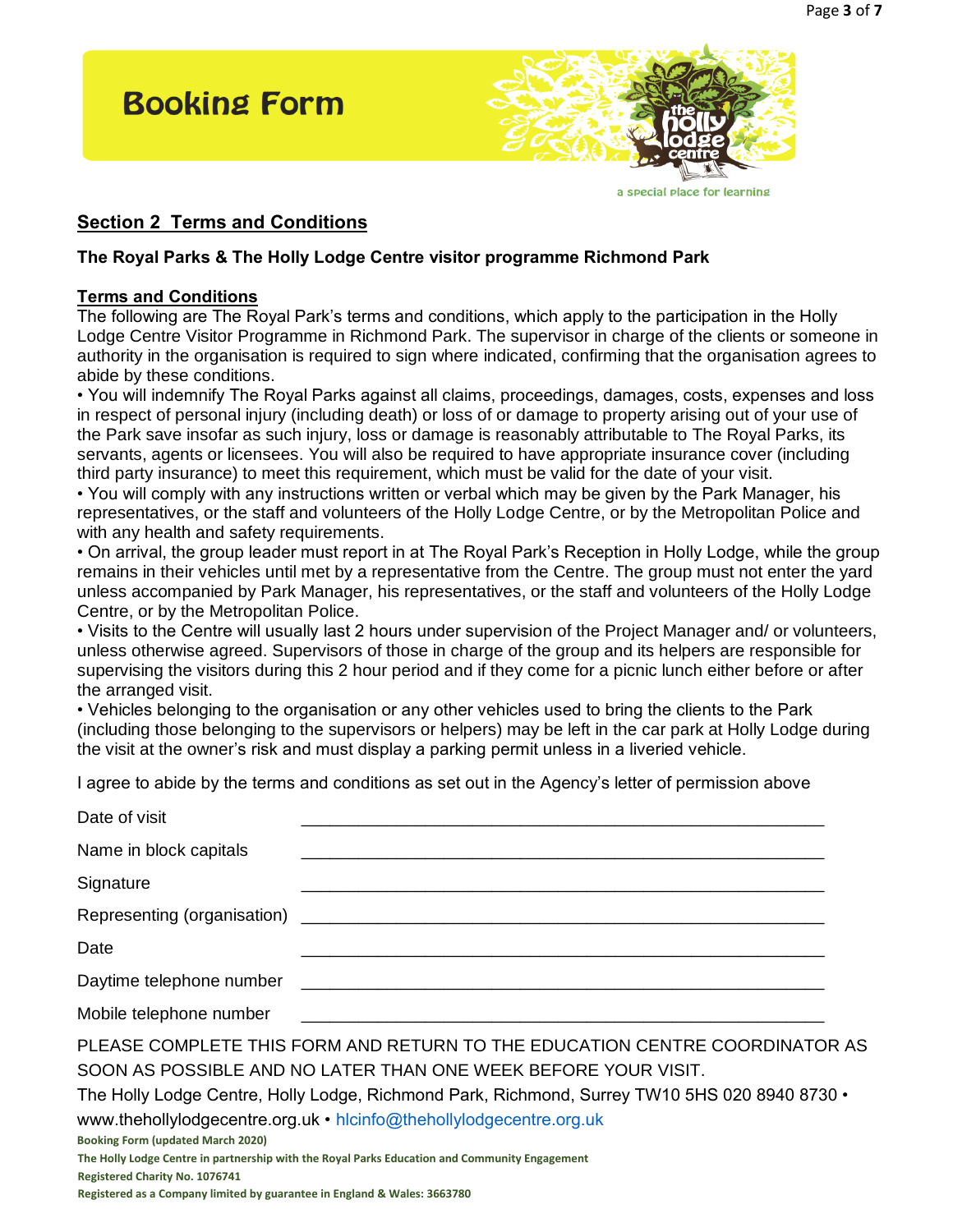# Booking Form

a special place for learning

## Section 2 Terms and Conditions

**The Royal Parks & The Holly Lodge Centre visitor programme Richmond Park**

**Terms and Conditions**

The following are The Royal Park's terms and conditions, which apply to the participation in the Holly Lodge Centre Visitor Programme in Richmond Park. The supervisor in charge of the clients or someone in authority in the organisation is required to sign where indicated, confirming that the organisation agrees to abide by these conditions.

- You will indemnify The Royal Parks against all claims, proceedings, damages, costs, expenses and loss in respect of personal injury (including death) or loss of or damage to property arising out of your use of the Park save insofar as such injury, loss or damage is reasonably attributable to The Royal Parks, its servants, agents or licensees. You will also be required to have appropriate insurance cover (including third party insurance) to meet this requirement, which must be valid for the date of your visit.
- You will comply with any instructions written or verbal which may be given by the Park Manager, his representatives, or the staff and volunteers of the Holly Lodge Centre, or by the Metropolitan Police and with any health and safety requirements.
- On arrival, the group leader must report in at The Royal Park's Reception in Holly Lodge, while the group remains in their vehicles until met by a representative from the Centre. The group must not enter the yard unless accompanied by Park Manager, his representatives, or the staff and volunteers of the Holly Lodge Centre, or by the Metropolitan Police.
- Visits to the Centre will usually last 2 hours under supervision of the Project Manager and/ or volunteers, unless otherwise agreed. Supervisors of those in charge of the group and its helpers are responsible for supervising the visitors during this 2 hour period and if they come for a picnic lunch either before or after the arranged visit.
- Vehicles belonging to the organisation or any other vehicles used to bring the clients to the Park (including those belonging to the supervisors or helpers) may be left in the car park at Holly Lodge during the visit at the owner's risk and must display a parking permit unless in a liveried vehicle.

I agree to abide by the terms and conditions as set out in the Agency's letter of permission above

Date of visit ____________________________________________

Name in block capitals ____________________________________________

Signature ____________________________________________

Representing (organisation) ____________________________________________

Date ____________________________________________

Daytime telephone number ____________________________________________

Mobile telephone number ____________________________________________

PLEASE COMPLETE THIS FORM AND RETURN TO THE EDUCATION CENTRE COORDINATOR AS SOON AS POSSIBLE AND NO LATER THAN ONE WEEK BEFORE YOUR VISIT.

The Holly Lodge Centre, Holly Lodge, Richmond Park, Richmond, Surrey TW10 5HS 020 8940 8730 • www.thehollylodgecentre.org.uk • hlcinfo@thehollylodgecentre.org.uk

**Booking Form (updated March 2020)**

**The Holly Lodge Centre in partnership with the Royal Parks Education and Community Engagement**

**Registered Charity No. 1076741**

**Registered as a Company limited by guarantee in England & Wales: 3663780**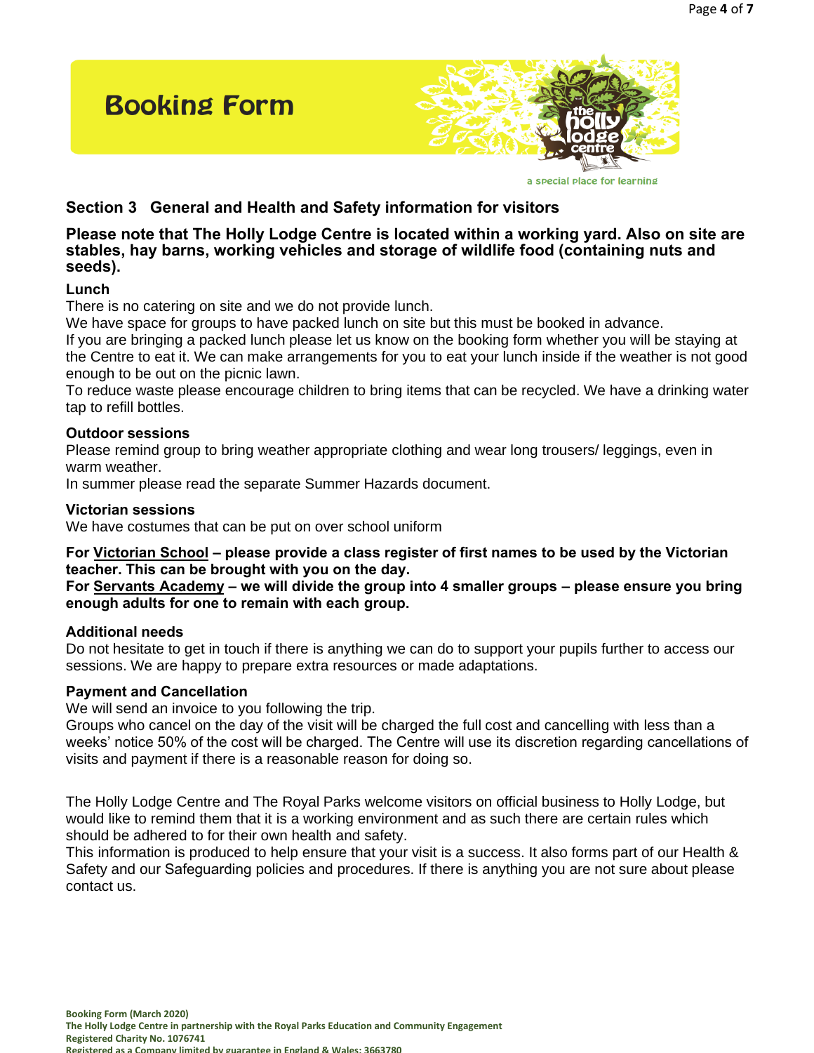# Booking Form

a special place for learning

## Section 3 General and Health and Safety information for visitors

**Please note that The Holly Lodge Centre is located within a working yard. Also on site are stables, hay barns, working vehicles and storage of wildlife food (containing nuts and seeds).**

### Lunch

There is no catering on site and we do not provide lunch.
We have space for groups to have packed lunch on site but this must be booked in advance.
If you are bringing a packed lunch please let us know on the booking form whether you will be staying at the Centre to eat it. We can make arrangements for you to eat your lunch inside if the weather is not good enough to be out on the picnic lawn.
To reduce waste please encourage children to bring items that can be recycled. We have a drinking water tap to refill bottles.

### Outdoor sessions

Please remind group to bring weather appropriate clothing and wear long trousers/ leggings, even in warm weather.
In summer please read the separate Summer Hazards document.

### Victorian sessions

We have costumes that can be put on over school uniform

**For Victorian School – please provide a class register of first names to be used by the Victorian teacher. This can be brought with you on the day.**
**For Servants Academy – we will divide the group into 4 smaller groups – please ensure you bring enough adults for one to remain with each group.**

### Additional needs

Do not hesitate to get in touch if there is anything we can do to support your pupils further to access our sessions. We are happy to prepare extra resources or made adaptations.

### Payment and Cancellation

We will send an invoice to you following the trip.
Groups who cancel on the day of the visit will be charged the full cost and cancelling with less than a weeks' notice 50% of the cost will be charged. The Centre will use its discretion regarding cancellations of visits and payment if there is a reasonable reason for doing so.

The Holly Lodge Centre and The Royal Parks welcome visitors on official business to Holly Lodge, but would like to remind them that it is a working environment and as such there are certain rules which should be adhered to for their own health and safety.
This information is produced to help ensure that your visit is a success. It also forms part of our Health & Safety and our Safeguarding policies and procedures. If there is anything you are not sure about please contact us.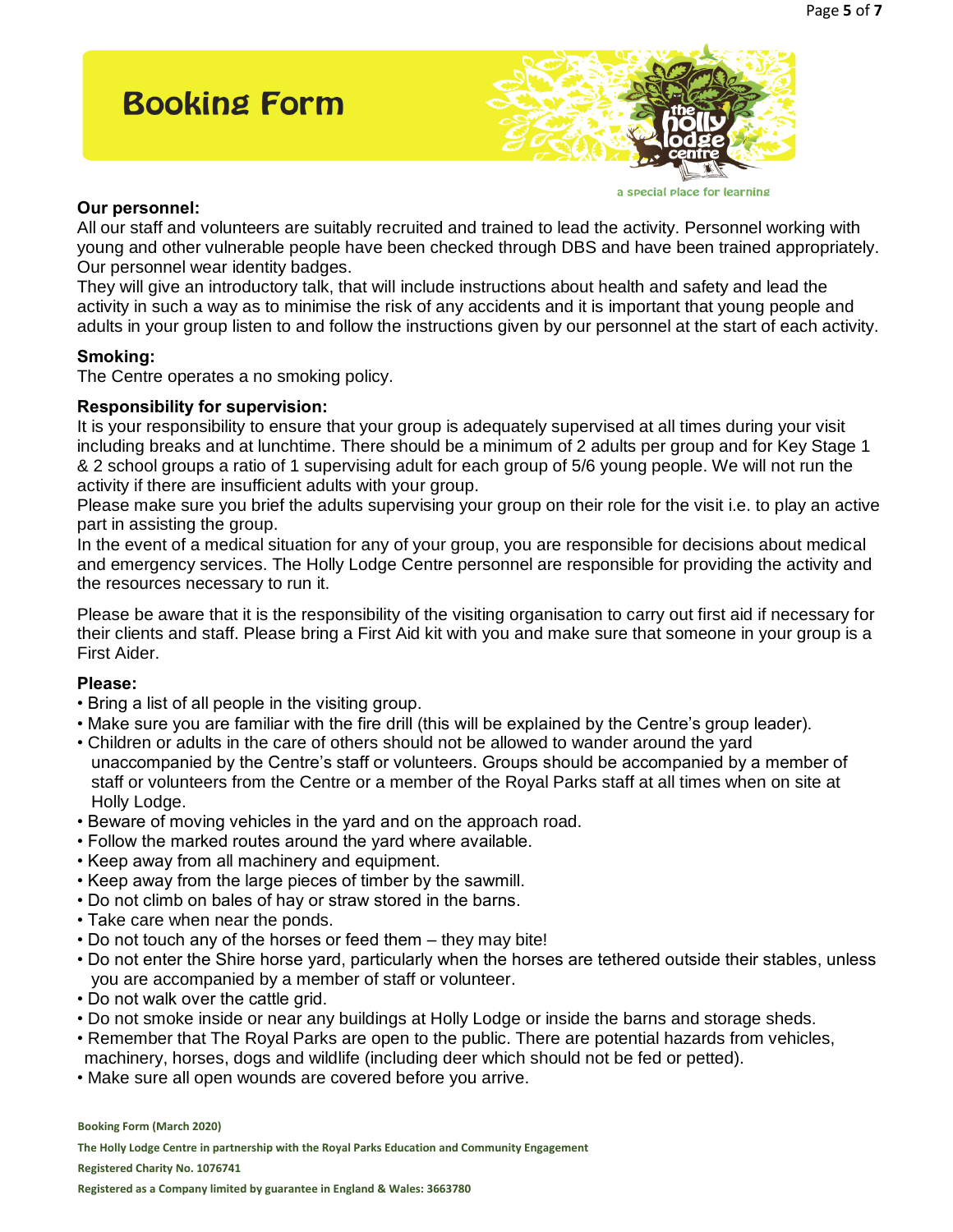# Booking Form

a special place for learning

**Our personnel:**
All our staff and volunteers are suitably recruited and trained to lead the activity. Personnel working with young and other vulnerable people have been checked through DBS and have been trained appropriately. Our personnel wear identity badges.
They will give an introductory talk, that will include instructions about health and safety and lead the activity in such a way as to minimise the risk of any accidents and it is important that young people and adults in your group listen to and follow the instructions given by our personnel at the start of each activity.

**Smoking:**
The Centre operates a no smoking policy.

**Responsibility for supervision:**
It is your responsibility to ensure that your group is adequately supervised at all times during your visit including breaks and at lunchtime. There should be a minimum of 2 adults per group and for Key Stage 1 & 2 school groups a ratio of 1 supervising adult for each group of 5/6 young people. We will not run the activity if there are insufficient adults with your group.
Please make sure you brief the adults supervising your group on their role for the visit i.e. to play an active part in assisting the group.
In the event of a medical situation for any of your group, you are responsible for decisions about medical and emergency services. The Holly Lodge Centre personnel are responsible for providing the activity and the resources necessary to run it.

Please be aware that it is the responsibility of the visiting organisation to carry out first aid if necessary for their clients and staff. Please bring a First Aid kit with you and make sure that someone in your group is a First Aider.

**Please:**

- Bring a list of all people in the visiting group.
- Make sure you are familiar with the fire drill (this will be explained by the Centre's group leader).
- Children or adults in the care of others should not be allowed to wander around the yard unaccompanied by the Centre's staff or volunteers. Groups should be accompanied by a member of staff or volunteers from the Centre or a member of the Royal Parks staff at all times when on site at Holly Lodge.
- Beware of moving vehicles in the yard and on the approach road.
- Follow the marked routes around the yard where available.
- Keep away from all machinery and equipment.
- Keep away from the large pieces of timber by the sawmill.
- Do not climb on bales of hay or straw stored in the barns.
- Take care when near the ponds.
- Do not touch any of the horses or feed them – they may bite!
- Do not enter the Shire horse yard, particularly when the horses are tethered outside their stables, unless you are accompanied by a member of staff or volunteer.
- Do not walk over the cattle grid.
- Do not smoke inside or near any buildings at Holly Lodge or inside the barns and storage sheds.
- Remember that The Royal Parks are open to the public. There are potential hazards from vehicles, machinery, horses, dogs and wildlife (including deer which should not be fed or petted).
- Make sure all open wounds are covered before you arrive.

**Booking Form (March 2020)**

**The Holly Lodge Centre in partnership with the Royal Parks Education and Community Engagement**

**Registered Charity No. 1076741**

**Registered as a Company limited by guarantee in England & Wales: 3663780**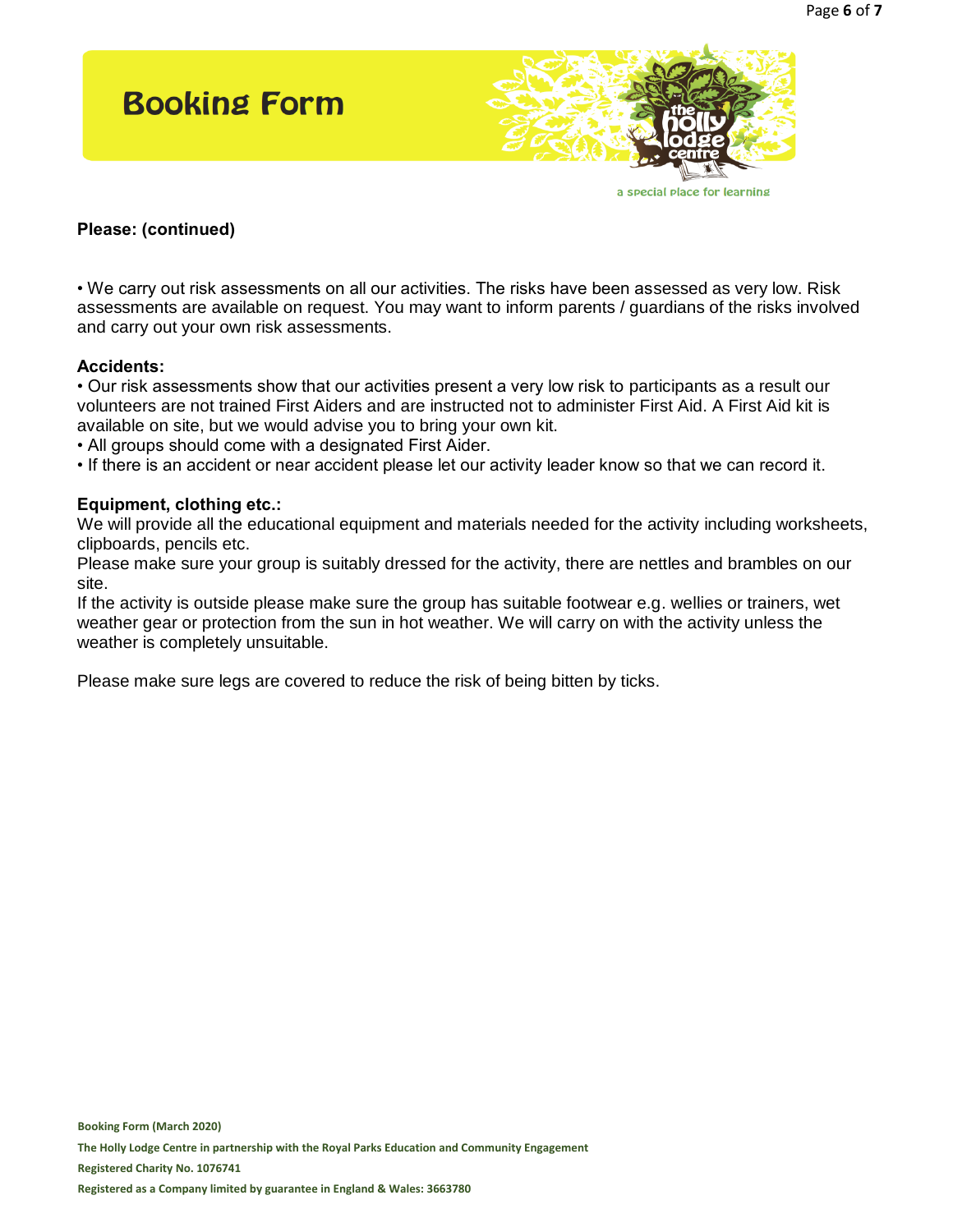# Booking Form

a special place for learning

**Please: (continued)**

• We carry out risk assessments on all our activities. The risks have been assessed as very low. Risk assessments are available on request. You may want to inform parents / guardians of the risks involved and carry out your own risk assessments.

**Accidents:**

• Our risk assessments show that our activities present a very low risk to participants as a result our volunteers are not trained First Aiders and are instructed not to administer First Aid. A First Aid kit is available on site, but we would advise you to bring your own kit.
• All groups should come with a designated First Aider.
• If there is an accident or near accident please let our activity leader know so that we can record it.

**Equipment, clothing etc.:**

We will provide all the educational equipment and materials needed for the activity including worksheets, clipboards, pencils etc.

Please make sure your group is suitably dressed for the activity, there are nettles and brambles on our site.

If the activity is outside please make sure the group has suitable footwear e.g. wellies or trainers, wet weather gear or protection from the sun in hot weather. We will carry on with the activity unless the weather is completely unsuitable.

Please make sure legs are covered to reduce the risk of being bitten by ticks.

**Booking Form (March 2020)**

**The Holly Lodge Centre in partnership with the Royal Parks Education and Community Engagement**

**Registered Charity No. 1076741**

**Registered as a Company limited by guarantee in England & Wales: 3663780**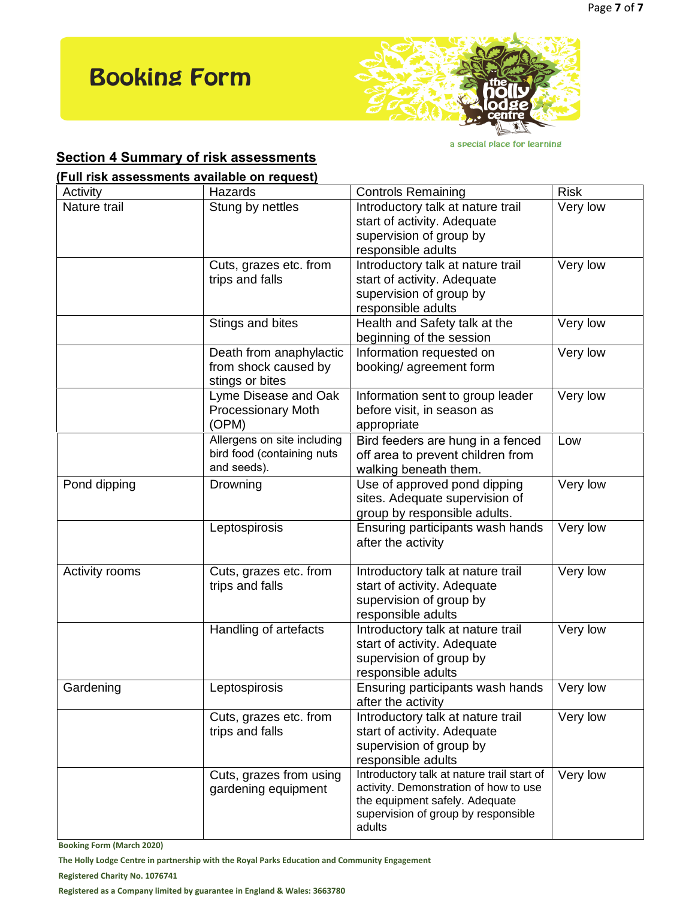# Booking Form

a special place for learning

## Section 4 Summary of risk assessments

**(Full risk assessments available on request)**

| Activity | Hazards | Controls Remaining | Risk |
|---|---|---|---|
| Nature trail | Stung by nettles | Introductory talk at nature trail start of activity. Adequate supervision of group by responsible adults | Very low |
| | Cuts, grazes etc. from trips and falls | Introductory talk at nature trail start of activity. Adequate supervision of group by responsible adults | Very low |
| | Stings and bites | Health and Safety talk at the beginning of the session | Very low |
| | Death from anaphylactic from shock caused by stings or bites | Information requested on booking/ agreement form | Very low |
| | Lyme Disease and Oak Processionary Moth (OPM) | Information sent to group leader before visit, in season as appropriate | Very low |
| | Allergens on site including bird food (containing nuts and seeds). | Bird feeders are hung in a fenced off area to prevent children from walking beneath them. | Low |
| Pond dipping | Drowning | Use of approved pond dipping sites. Adequate supervision of group by responsible adults. | Very low |
| | Leptospirosis | Ensuring participants wash hands after the activity | Very low |
| Activity rooms | Cuts, grazes etc. from trips and falls | Introductory talk at nature trail start of activity. Adequate supervision of group by responsible adults | Very low |
| | Handling of artefacts | Introductory talk at nature trail start of activity. Adequate supervision of group by responsible adults | Very low |
| Gardening | Leptospirosis | Ensuring participants wash hands after the activity | Very low |
| | Cuts, grazes etc. from trips and falls | Introductory talk at nature trail start of activity. Adequate supervision of group by responsible adults | Very low |
| | Cuts, grazes from using gardening equipment | Introductory talk at nature trail start of activity. Demonstration of how to use the equipment safely. Adequate supervision of group by responsible adults | Very low |

**Booking Form (March 2020)**

**The Holly Lodge Centre in partnership with the Royal Parks Education and Community Engagement**

**Registered Charity No. 1076741**

**Registered as a Company limited by guarantee in England & Wales: 3663780**